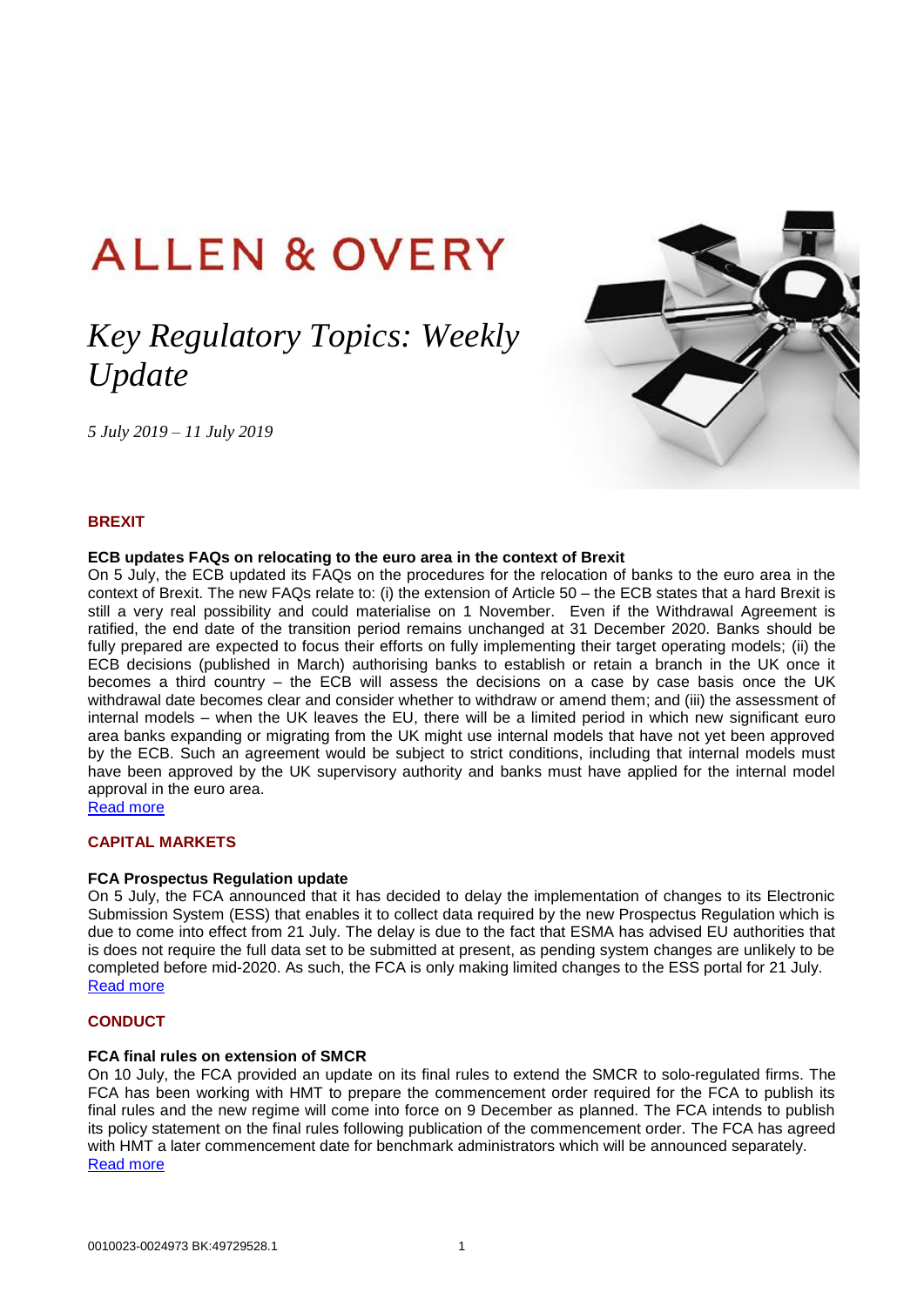# ALLEN & OVERY

## *Key Regulatory Topics: Weekly Update*

*5 July 2019 – 11 July 2019*

## BREXIT

### ECB updates FAQs on relocating to the euro area in the context of Brexit

On 5 July, the ECB updated its FAQs on the procedures for the relocation of banks to the euro area in the context of Brexit. The new FAQs relate to: (i) the extension of Article 50 – the ECB states that a hard Brexit is still a very real possibility and could materialise on 1 November. Even if the Withdrawal Agreement is ratified, the end date of the transition period remains unchanged at 31 December 2020. Banks should be fully prepared are expected to focus their efforts on fully implementing their target operating models; (ii) the ECB decisions (published in March) authorising banks to establish or retain a branch in the UK once it becomes a third country – the ECB will assess the decisions on a case by case basis once the UK withdrawal date becomes clear and consider whether to withdraw or amend them; and (iii) the assessment of internal models – when the UK leaves the EU, there will be a limited period in which new significant euro area banks expanding or migrating from the UK might use internal models that have not yet been approved by the ECB. Such an agreement would be subject to strict conditions, including that internal models must have been approved by the UK supervisory authority and banks must have applied for the internal model approval in the euro area.

Read more

## CAPITAL MARKETS

### FCA Prospectus Regulation update

On 5 July, the FCA announced that it has decided to delay the implementation of changes to its Electronic Submission System (ESS) that enables it to collect data required by the new Prospectus Regulation which is due to come into effect from 21 July. The delay is due to the fact that ESMA has advised EU authorities that is does not require the full data set to be submitted at present, as pending system changes are unlikely to be completed before mid-2020. As such, the FCA is only making limited changes to the ESS portal for 21 July.

Read more

## CONDUCT

### FCA final rules on extension of SMCR

On 10 July, the FCA provided an update on its final rules to extend the SMCR to solo-regulated firms. The FCA has been working with HMT to prepare the commencement order required for the FCA to publish its final rules and the new regime will come into force on 9 December as planned. The FCA intends to publish its policy statement on the final rules following publication of the commencement order. The FCA has agreed with HMT a later commencement date for benchmark administrators which will be announced separately.

Read more

0010023-0024973 BK:49729528.1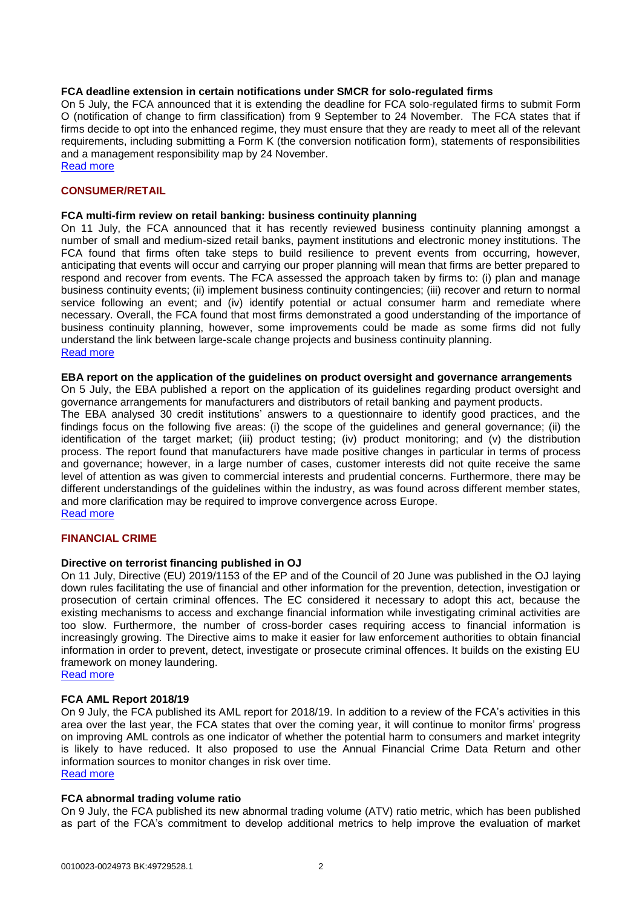### FCA deadline extension in certain notifications under SMCR for solo-regulated firms

On 5 July, the FCA announced that it is extending the deadline for FCA solo-regulated firms to submit Form O (notification of change to firm classification) from 9 September to 24 November. The FCA states that if firms decide to opt into the enhanced regime, they must ensure that they are ready to meet all of the relevant requirements, including submitting a Form K (the conversion notification form), statements of responsibilities and a management responsibility map by 24 November.

Read more

## CONSUMER/RETAIL

### FCA multi-firm review on retail banking: business continuity planning

On 11 July, the FCA announced that it has recently reviewed business continuity planning amongst a number of small and medium-sized retail banks, payment institutions and electronic money institutions. The FCA found that firms often take steps to build resilience to prevent events from occurring, however, anticipating that events will occur and carrying our proper planning will mean that firms are better prepared to respond and recover from events. The FCA assessed the approach taken by firms to: (i) plan and manage business continuity events; (ii) implement business continuity contingencies; (iii) recover and return to normal service following an event; and (iv) identify potential or actual consumer harm and remediate where necessary. Overall, the FCA found that most firms demonstrated a good understanding of the importance of business continuity planning, however, some improvements could be made as some firms did not fully understand the link between large-scale change projects and business continuity planning.

Read more

### EBA report on the application of the guidelines on product oversight and governance arrangements

On 5 July, the EBA published a report on the application of its guidelines regarding product oversight and governance arrangements for manufacturers and distributors of retail banking and payment products.

The EBA analysed 30 credit institutions' answers to a questionnaire to identify good practices, and the findings focus on the following five areas: (i) the scope of the guidelines and general governance; (ii) the identification of the target market; (iii) product testing; (iv) product monitoring; and (v) the distribution process. The report found that manufacturers have made positive changes in particular in terms of process and governance; however, in a large number of cases, customer interests did not quite receive the same level of attention as was given to commercial interests and prudential concerns. Furthermore, there may be different understandings of the guidelines within the industry, as was found across different member states, and more clarification may be required to improve convergence across Europe.

Read more

## FINANCIAL CRIME

### Directive on terrorist financing published in OJ

On 11 July, Directive (EU) 2019/1153 of the EP and of the Council of 20 June was published in the OJ laying down rules facilitating the use of financial and other information for the prevention, detection, investigation or prosecution of certain criminal offences. The EC considered it necessary to adopt this act, because the existing mechanisms to access and exchange financial information while investigating criminal activities are too slow. Furthermore, the number of cross-border cases requiring access to financial information is increasingly growing. The Directive aims to make it easier for law enforcement authorities to obtain financial information in order to prevent, detect, investigate or prosecute criminal offences. It builds on the existing EU framework on money laundering.

Read more

### FCA AML Report 2018/19

On 9 July, the FCA published its AML report for 2018/19. In addition to a review of the FCA's activities in this area over the last year, the FCA states that over the coming year, it will continue to monitor firms' progress on improving AML controls as one indicator of whether the potential harm to consumers and market integrity is likely to have reduced. It also proposed to use the Annual Financial Crime Data Return and other information sources to monitor changes in risk over time.

Read more

### FCA abnormal trading volume ratio

On 9 July, the FCA published its new abnormal trading volume (ATV) ratio metric, which has been published as part of the FCA's commitment to develop additional metrics to help improve the evaluation of market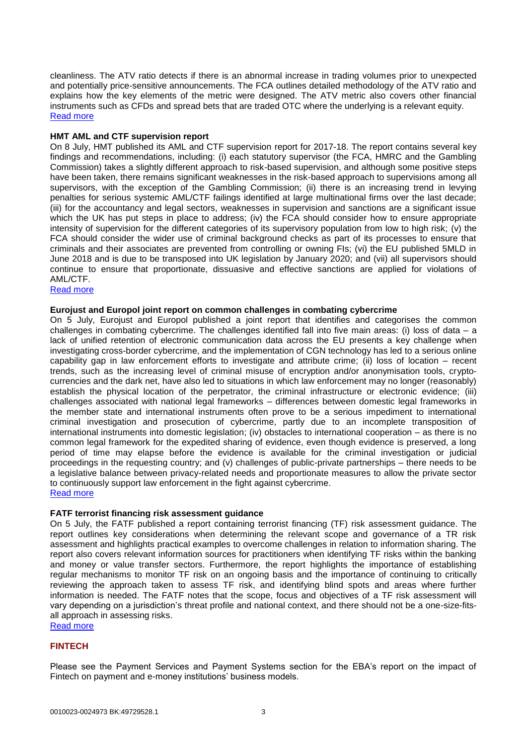cleanliness. The ATV ratio detects if there is an abnormal increase in trading volumes prior to unexpected and potentially price-sensitive announcements. The FCA outlines detailed methodology of the ATV ratio and explains how the key elements of the metric were designed. The ATV metric also covers other financial instruments such as CFDs and spread bets that are traded OTC where the underlying is a relevant equity.
Read more

**HMT AML and CTF supervision report**

On 8 July, HMT published its AML and CTF supervision report for 2017-18. The report contains several key findings and recommendations, including: (i) each statutory supervisor (the FCA, HMRC and the Gambling Commission) takes a slightly different approach to risk-based supervision, and although some positive steps have been taken, there remains significant weaknesses in the risk-based approach to supervisions among all supervisors, with the exception of the Gambling Commission; (ii) there is an increasing trend in levying penalties for serious systemic AML/CTF failings identified at large multinational firms over the last decade; (iii) for the accountancy and legal sectors, weaknesses in supervision and sanctions are a significant issue which the UK has put steps in place to address; (iv) the FCA should consider how to ensure appropriate intensity of supervision for the different categories of its supervisory population from low to high risk; (v) the FCA should consider the wider use of criminal background checks as part of its processes to ensure that criminals and their associates are prevented from controlling or owning FIs; (vi) the EU published 5MLD in June 2018 and is due to be transposed into UK legislation by January 2020; and (vii) all supervisors should continue to ensure that proportionate, dissuasive and effective sanctions are applied for violations of AML/CTF.
Read more

**Eurojust and Europol joint report on common challenges in combating cybercrime**

On 5 July, Eurojust and Europol published a joint report that identifies and categorises the common challenges in combating cybercrime. The challenges identified fall into five main areas: (i) loss of data – a lack of unified retention of electronic communication data across the EU presents a key challenge when investigating cross-border cybercrime, and the implementation of CGN technology has led to a serious online capability gap in law enforcement efforts to investigate and attribute crime; (ii) loss of location – recent trends, such as the increasing level of criminal misuse of encryption and/or anonymisation tools, crypto-currencies and the dark net, have also led to situations in which law enforcement may no longer (reasonably) establish the physical location of the perpetrator, the criminal infrastructure or electronic evidence; (iii) challenges associated with national legal frameworks – differences between domestic legal frameworks in the member state and international instruments often prove to be a serious impediment to international criminal investigation and prosecution of cybercrime, partly due to an incomplete transposition of international instruments into domestic legislation; (iv) obstacles to international cooperation – as there is no common legal framework for the expedited sharing of evidence, even though evidence is preserved, a long period of time may elapse before the evidence is available for the criminal investigation or judicial proceedings in the requesting country; and (v) challenges of public-private partnerships – there needs to be a legislative balance between privacy-related needs and proportionate measures to allow the private sector to continuously support law enforcement in the fight against cybercrime.
Read more

**FATF terrorist financing risk assessment guidance**

On 5 July, the FATF published a report containing terrorist financing (TF) risk assessment guidance. The report outlines key considerations when determining the relevant scope and governance of a TR risk assessment and highlights practical examples to overcome challenges in relation to information sharing. The report also covers relevant information sources for practitioners when identifying TF risks within the banking and money or value transfer sectors. Furthermore, the report highlights the importance of establishing regular mechanisms to monitor TF risk on an ongoing basis and the importance of continuing to critically reviewing the approach taken to assess TF risk, and identifying blind spots and areas where further information is needed. The FATF notes that the scope, focus and objectives of a TF risk assessment will vary depending on a jurisdiction's threat profile and national context, and there should not be a one-size-fits-all approach in assessing risks.
Read more

## FINTECH

Please see the Payment Services and Payment Systems section for the EBA's report on the impact of Fintech on payment and e-money institutions' business models.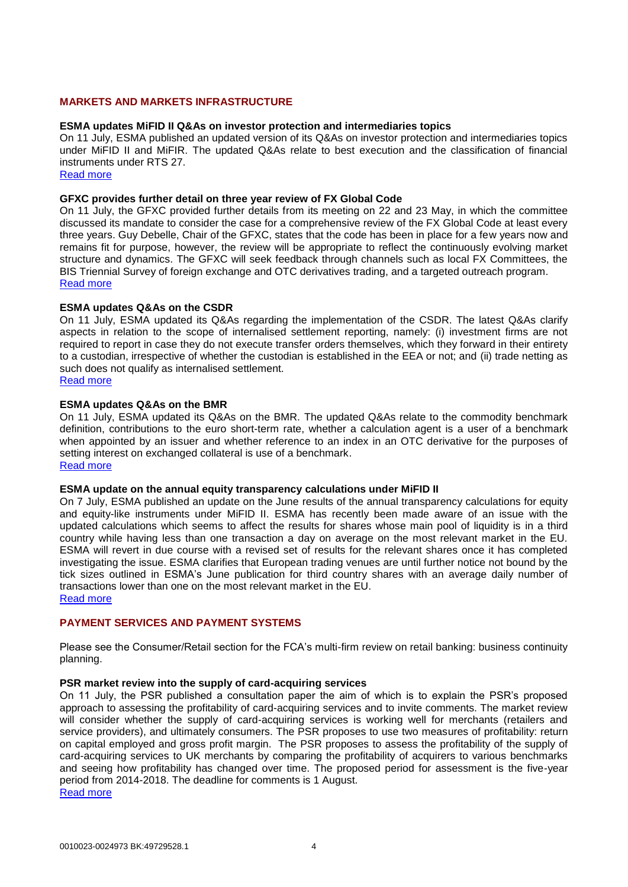## MARKETS AND MARKETS INFRASTRUCTURE

### ESMA updates MiFID II Q&As on investor protection and intermediaries topics

On 11 July, ESMA published an updated version of its Q&As on investor protection and intermediaries topics under MiFID II and MiFIR. The updated Q&As relate to best execution and the classification of financial instruments under RTS 27.

Read more

### GFXC provides further detail on three year review of FX Global Code

On 11 July, the GFXC provided further details from its meeting on 22 and 23 May, in which the committee discussed its mandate to consider the case for a comprehensive review of the FX Global Code at least every three years. Guy Debelle, Chair of the GFXC, states that the code has been in place for a few years now and remains fit for purpose, however, the review will be appropriate to reflect the continuously evolving market structure and dynamics. The GFXC will seek feedback through channels such as local FX Committees, the BIS Triennial Survey of foreign exchange and OTC derivatives trading, and a targeted outreach program.

Read more

### ESMA updates Q&As on the CSDR

On 11 July, ESMA updated its Q&As regarding the implementation of the CSDR. The latest Q&As clarify aspects in relation to the scope of internalised settlement reporting, namely: (i) investment firms are not required to report in case they do not execute transfer orders themselves, which they forward in their entirety to a custodian, irrespective of whether the custodian is established in the EEA or not; and (ii) trade netting as such does not qualify as internalised settlement.

Read more

### ESMA updates Q&As on the BMR

On 11 July, ESMA updated its Q&As on the BMR. The updated Q&As relate to the commodity benchmark definition, contributions to the euro short-term rate, whether a calculation agent is a user of a benchmark when appointed by an issuer and whether reference to an index in an OTC derivative for the purposes of setting interest on exchanged collateral is use of a benchmark.

Read more

### ESMA update on the annual equity transparency calculations under MiFID II

On 7 July, ESMA published an update on the June results of the annual transparency calculations for equity and equity-like instruments under MiFID II. ESMA has recently been made aware of an issue with the updated calculations which seems to affect the results for shares whose main pool of liquidity is in a third country while having less than one transaction a day on average on the most relevant market in the EU. ESMA will revert in due course with a revised set of results for the relevant shares once it has completed investigating the issue. ESMA clarifies that European trading venues are until further notice not bound by the tick sizes outlined in ESMA's June publication for third country shares with an average daily number of transactions lower than one on the most relevant market in the EU.

Read more

## PAYMENT SERVICES AND PAYMENT SYSTEMS

Please see the Consumer/Retail section for the FCA's multi-firm review on retail banking: business continuity planning.

### PSR market review into the supply of card-acquiring services

On 11 July, the PSR published a consultation paper the aim of which is to explain the PSR's proposed approach to assessing the profitability of card-acquiring services and to invite comments. The market review will consider whether the supply of card-acquiring services is working well for merchants (retailers and service providers), and ultimately consumers. The PSR proposes to use two measures of profitability: return on capital employed and gross profit margin. The PSR proposes to assess the profitability of the supply of card-acquiring services to UK merchants by comparing the profitability of acquirers to various benchmarks and seeing how profitability has changed over time. The proposed period for assessment is the five-year period from 2014-2018. The deadline for comments is 1 August.

Read more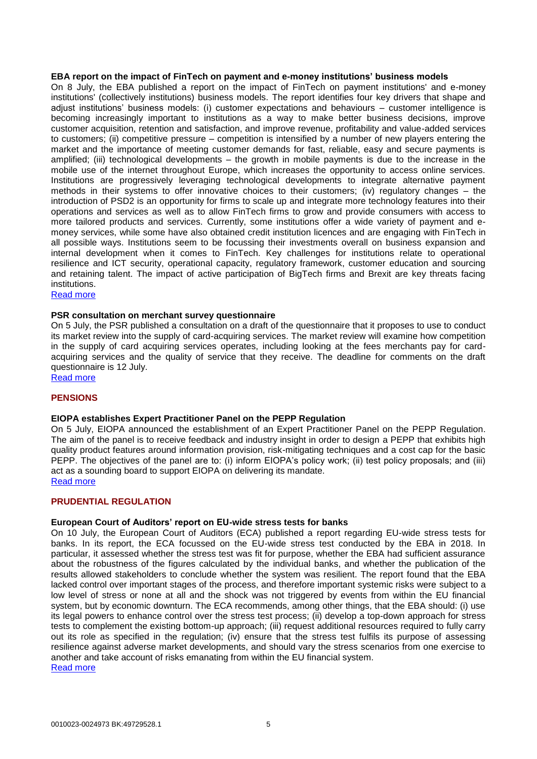### EBA report on the impact of FinTech on payment and e-money institutions' business models

On 8 July, the EBA published a report on the impact of FinTech on payment institutions' and e-money institutions' (collectively institutions) business models. The report identifies four key drivers that shape and adjust institutions' business models: (i) customer expectations and behaviours – customer intelligence is becoming increasingly important to institutions as a way to make better business decisions, improve customer acquisition, retention and satisfaction, and improve revenue, profitability and value-added services to customers; (ii) competitive pressure – competition is intensified by a number of new players entering the market and the importance of meeting customer demands for fast, reliable, easy and secure payments is amplified; (iii) technological developments – the growth in mobile payments is due to the increase in the mobile use of the internet throughout Europe, which increases the opportunity to access online services. Institutions are progressively leveraging technological developments to integrate alternative payment methods in their systems to offer innovative choices to their customers; (iv) regulatory changes – the introduction of PSD2 is an opportunity for firms to scale up and integrate more technology features into their operations and services as well as to allow FinTech firms to grow and provide consumers with access to more tailored products and services. Currently, some institutions offer a wide variety of payment and e-money services, while some have also obtained credit institution licences and are engaging with FinTech in all possible ways. Institutions seem to be focussing their investments overall on business expansion and internal development when it comes to FinTech. Key challenges for institutions relate to operational resilience and ICT security, operational capacity, regulatory framework, customer education and sourcing and retaining talent. The impact of active participation of BigTech firms and Brexit are key threats facing institutions.

Read more

### PSR consultation on merchant survey questionnaire

On 5 July, the PSR published a consultation on a draft of the questionnaire that it proposes to use to conduct its market review into the supply of card-acquiring services. The market review will examine how competition in the supply of card acquiring services operates, including looking at the fees merchants pay for card-acquiring services and the quality of service that they receive. The deadline for comments on the draft questionnaire is 12 July.

Read more

## PENSIONS

### EIOPA establishes Expert Practitioner Panel on the PEPP Regulation

On 5 July, EIOPA announced the establishment of an Expert Practitioner Panel on the PEPP Regulation. The aim of the panel is to receive feedback and industry insight in order to design a PEPP that exhibits high quality product features around information provision, risk-mitigating techniques and a cost cap for the basic PEPP. The objectives of the panel are to: (i) inform EIOPA's policy work; (ii) test policy proposals; and (iii) act as a sounding board to support EIOPA on delivering its mandate.

Read more

## PRUDENTIAL REGULATION

### European Court of Auditors' report on EU-wide stress tests for banks

On 10 July, the European Court of Auditors (ECA) published a report regarding EU-wide stress tests for banks. In its report, the ECA focussed on the EU-wide stress test conducted by the EBA in 2018. In particular, it assessed whether the stress test was fit for purpose, whether the EBA had sufficient assurance about the robustness of the figures calculated by the individual banks, and whether the publication of the results allowed stakeholders to conclude whether the system was resilient. The report found that the EBA lacked control over important stages of the process, and therefore important systemic risks were subject to a low level of stress or none at all and the shock was not triggered by events from within the EU financial system, but by economic downturn. The ECA recommends, among other things, that the EBA should: (i) use its legal powers to enhance control over the stress test process; (ii) develop a top-down approach for stress tests to complement the existing bottom-up approach; (iii) request additional resources required to fully carry out its role as specified in the regulation; (iv) ensure that the stress test fulfils its purpose of assessing resilience against adverse market developments, and should vary the stress scenarios from one exercise to another and take account of risks emanating from within the EU financial system.

Read more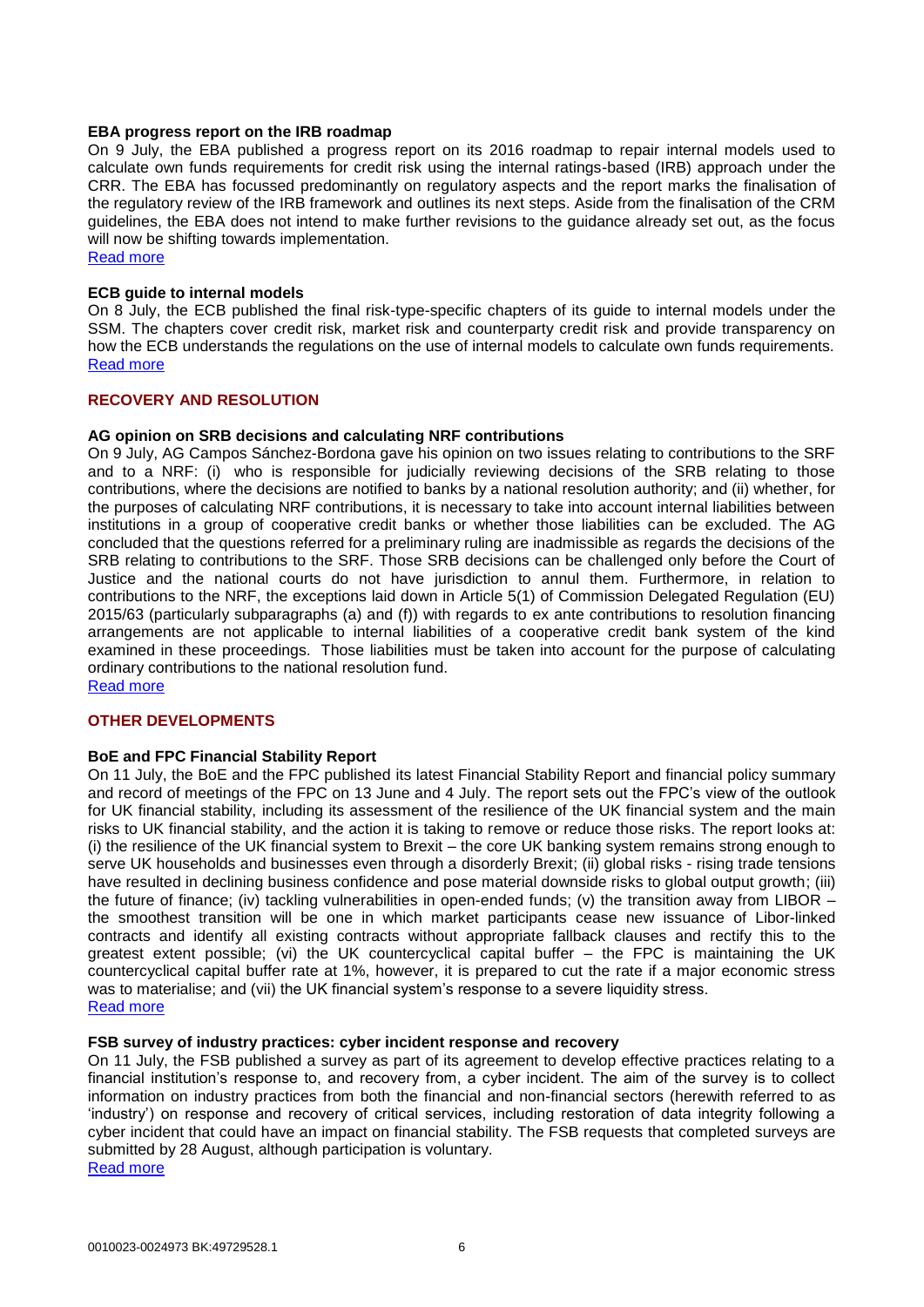**EBA progress report on the IRB roadmap**

On 9 July, the EBA published a progress report on its 2016 roadmap to repair internal models used to calculate own funds requirements for credit risk using the internal ratings-based (IRB) approach under the CRR. The EBA has focussed predominantly on regulatory aspects and the report marks the finalisation of the regulatory review of the IRB framework and outlines its next steps. Aside from the finalisation of the CRM guidelines, the EBA does not intend to make further revisions to the guidance already set out, as the focus will now be shifting towards implementation.

Read more

**ECB guide to internal models**

On 8 July, the ECB published the final risk-type-specific chapters of its guide to internal models under the SSM. The chapters cover credit risk, market risk and counterparty credit risk and provide transparency on how the ECB understands the regulations on the use of internal models to calculate own funds requirements.

Read more

## RECOVERY AND RESOLUTION

**AG opinion on SRB decisions and calculating NRF contributions**

On 9 July, AG Campos Sánchez-Bordona gave his opinion on two issues relating to contributions to the SRF and to a NRF: (i) who is responsible for judicially reviewing decisions of the SRB relating to those contributions, where the decisions are notified to banks by a national resolution authority; and (ii) whether, for the purposes of calculating NRF contributions, it is necessary to take into account internal liabilities between institutions in a group of cooperative credit banks or whether those liabilities can be excluded. The AG concluded that the questions referred for a preliminary ruling are inadmissible as regards the decisions of the SRB relating to contributions to the SRF. Those SRB decisions can be challenged only before the Court of Justice and the national courts do not have jurisdiction to annul them. Furthermore, in relation to contributions to the NRF, the exceptions laid down in Article 5(1) of Commission Delegated Regulation (EU) 2015/63 (particularly subparagraphs (a) and (f)) with regards to ex ante contributions to resolution financing arrangements are not applicable to internal liabilities of a cooperative credit bank system of the kind examined in these proceedings. Those liabilities must be taken into account for the purpose of calculating ordinary contributions to the national resolution fund.

Read more

## OTHER DEVELOPMENTS

**BoE and FPC Financial Stability Report**

On 11 July, the BoE and the FPC published its latest Financial Stability Report and financial policy summary and record of meetings of the FPC on 13 June and 4 July. The report sets out the FPC's view of the outlook for UK financial stability, including its assessment of the resilience of the UK financial system and the main risks to UK financial stability, and the action it is taking to remove or reduce those risks. The report looks at: (i) the resilience of the UK financial system to Brexit – the core UK banking system remains strong enough to serve UK households and businesses even through a disorderly Brexit; (ii) global risks - rising trade tensions have resulted in declining business confidence and pose material downside risks to global output growth; (iii) the future of finance; (iv) tackling vulnerabilities in open-ended funds; (v) the transition away from LIBOR – the smoothest transition will be one in which market participants cease new issuance of Libor-linked contracts and identify all existing contracts without appropriate fallback clauses and rectify this to the greatest extent possible; (vi) the UK countercyclical capital buffer – the FPC is maintaining the UK countercyclical capital buffer rate at 1%, however, it is prepared to cut the rate if a major economic stress was to materialise; and (vii) the UK financial system's response to a severe liquidity stress.

Read more

**FSB survey of industry practices: cyber incident response and recovery**

On 11 July, the FSB published a survey as part of its agreement to develop effective practices relating to a financial institution's response to, and recovery from, a cyber incident. The aim of the survey is to collect information on industry practices from both the financial and non-financial sectors (herewith referred to as 'industry') on response and recovery of critical services, including restoration of data integrity following a cyber incident that could have an impact on financial stability. The FSB requests that completed surveys are submitted by 28 August, although participation is voluntary.

Read more

0010023-0024973 BK:49729528.1